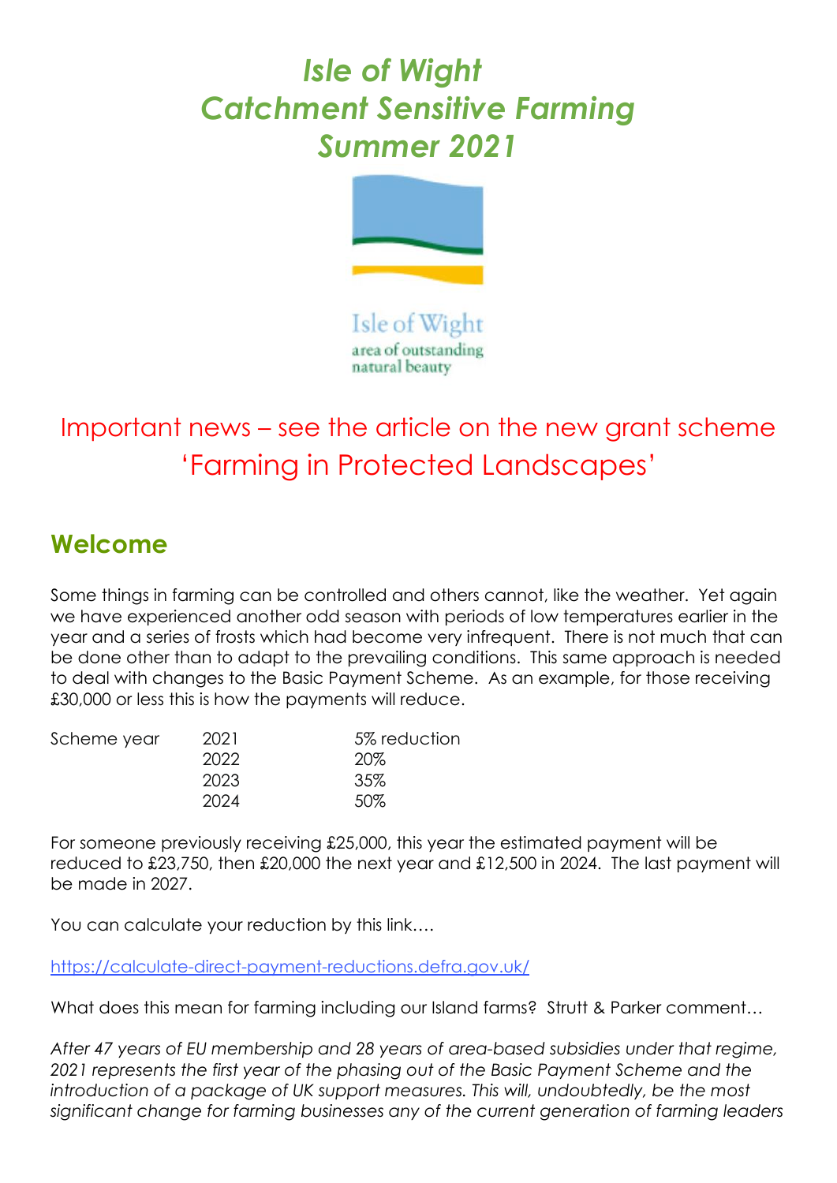# *Isle of Wight Catchment Sensitive Farming Summer 2021*

Isle of Wight
area of outstanding
natural beauty

Important news – see the article on the new grant scheme 'Farming in Protected Landscapes'

## Welcome

Some things in farming can be controlled and others cannot, like the weather. Yet again we have experienced another odd season with periods of low temperatures earlier in the year and a series of frosts which had become very infrequent. There is not much that can be done other than to adapt to the prevailing conditions. This same approach is needed to deal with changes to the Basic Payment Scheme. As an example, for those receiving £30,000 or less this is how the payments will reduce.

| Scheme year | 2021 | 5% reduction |
|---|---|---|
| | 2022 | 20% |
| | 2023 | 35% |
| | 2024 | 50% |

For someone previously receiving £25,000, this year the estimated payment will be reduced to £23,750, then £20,000 the next year and £12,500 in 2024. The last payment will be made in 2027.

You can calculate your reduction by this link….

https://calculate-direct-payment-reductions.defra.gov.uk/

What does this mean for farming including our Island farms? Strutt & Parker comment…

*After 47 years of EU membership and 28 years of area-based subsidies under that regime, 2021 represents the first year of the phasing out of the Basic Payment Scheme and the introduction of a package of UK support measures. This will, undoubtedly, be the most significant change for farming businesses any of the current generation of farming leaders*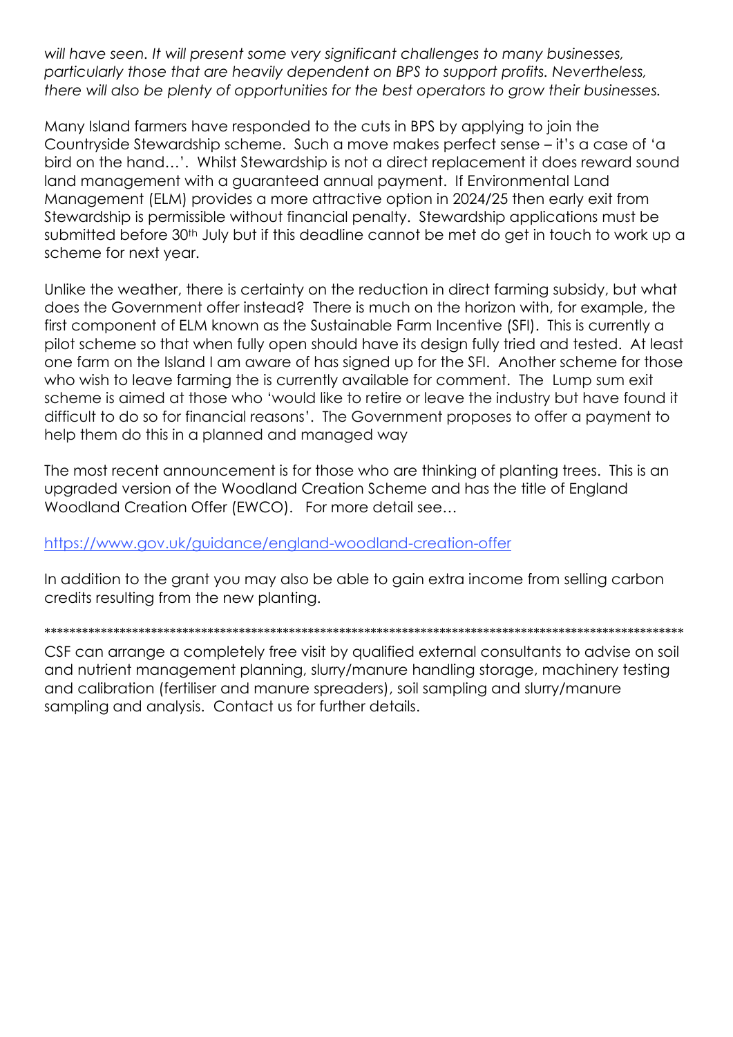*will have seen. It will present some very significant challenges to many businesses, particularly those that are heavily dependent on BPS to support profits. Nevertheless, there will also be plenty of opportunities for the best operators to grow their businesses.*

Many Island farmers have responded to the cuts in BPS by applying to join the Countryside Stewardship scheme. Such a move makes perfect sense – it's a case of 'a bird on the hand…'. Whilst Stewardship is not a direct replacement it does reward sound land management with a guaranteed annual payment. If Environmental Land Management (ELM) provides a more attractive option in 2024/25 then early exit from Stewardship is permissible without financial penalty. Stewardship applications must be submitted before 30th July but if this deadline cannot be met do get in touch to work up a scheme for next year.

Unlike the weather, there is certainty on the reduction in direct farming subsidy, but what does the Government offer instead? There is much on the horizon with, for example, the first component of ELM known as the Sustainable Farm Incentive (SFI). This is currently a pilot scheme so that when fully open should have its design fully tried and tested. At least one farm on the Island I am aware of has signed up for the SFI. Another scheme for those who wish to leave farming the is currently available for comment. The Lump sum exit scheme is aimed at those who 'would like to retire or leave the industry but have found it difficult to do so for financial reasons'. The Government proposes to offer a payment to help them do this in a planned and managed way

The most recent announcement is for those who are thinking of planting trees. This is an upgraded version of the Woodland Creation Scheme and has the title of England Woodland Creation Offer (EWCO). For more detail see…

https://www.gov.uk/guidance/england-woodland-creation-offer

In addition to the grant you may also be able to gain extra income from selling carbon credits resulting from the new planting.

************************************************************************************************************

CSF can arrange a completely free visit by qualified external consultants to advise on soil and nutrient management planning, slurry/manure handling storage, machinery testing and calibration (fertiliser and manure spreaders), soil sampling and slurry/manure sampling and analysis. Contact us for further details.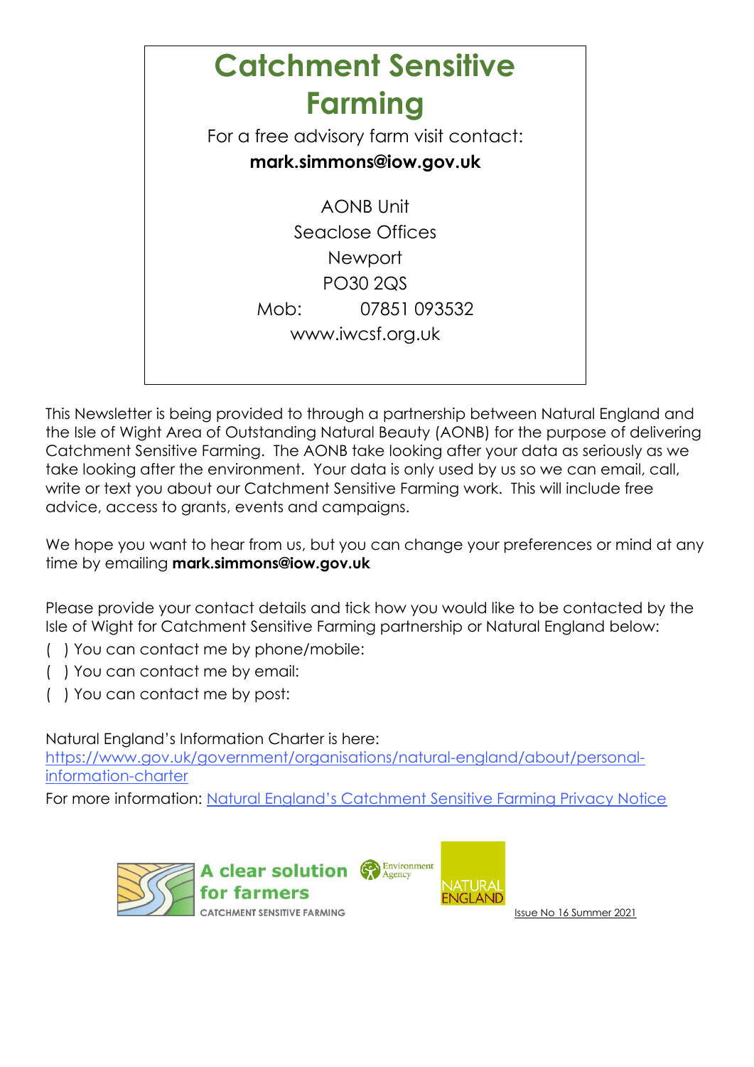# Catchment Sensitive Farming

For a free advisory farm visit contact:

**mark.simmons@iow.gov.uk**

AONB Unit
Seaclose Offices
Newport
PO30 2QS
Mob: 07851 093532
www.iwcsf.org.uk

This Newsletter is being provided to through a partnership between Natural England and the Isle of Wight Area of Outstanding Natural Beauty (AONB) for the purpose of delivering Catchment Sensitive Farming. The AONB take looking after your data as seriously as we take looking after the environment. Your data is only used by us so we can email, call, write or text you about our Catchment Sensitive Farming work. This will include free advice, access to grants, events and campaigns.

We hope you want to hear from us, but you can change your preferences or mind at any time by emailing **mark.simmons@iow.gov.uk**

Please provide your contact details and tick how you would like to be contacted by the Isle of Wight for Catchment Sensitive Farming partnership or Natural England below:

( ) You can contact me by phone/mobile:
( ) You can contact me by email:
( ) You can contact me by post:

Natural England's Information Charter is here:
https://www.gov.uk/government/organisations/natural-england/about/personal-information-charter

For more information: Natural England's Catchment Sensitive Farming Privacy Notice

A clear solution for farmers
CATCHMENT SENSITIVE FARMING

Environment Agency

NATURAL ENGLAND

Issue No 16 Summer 2021